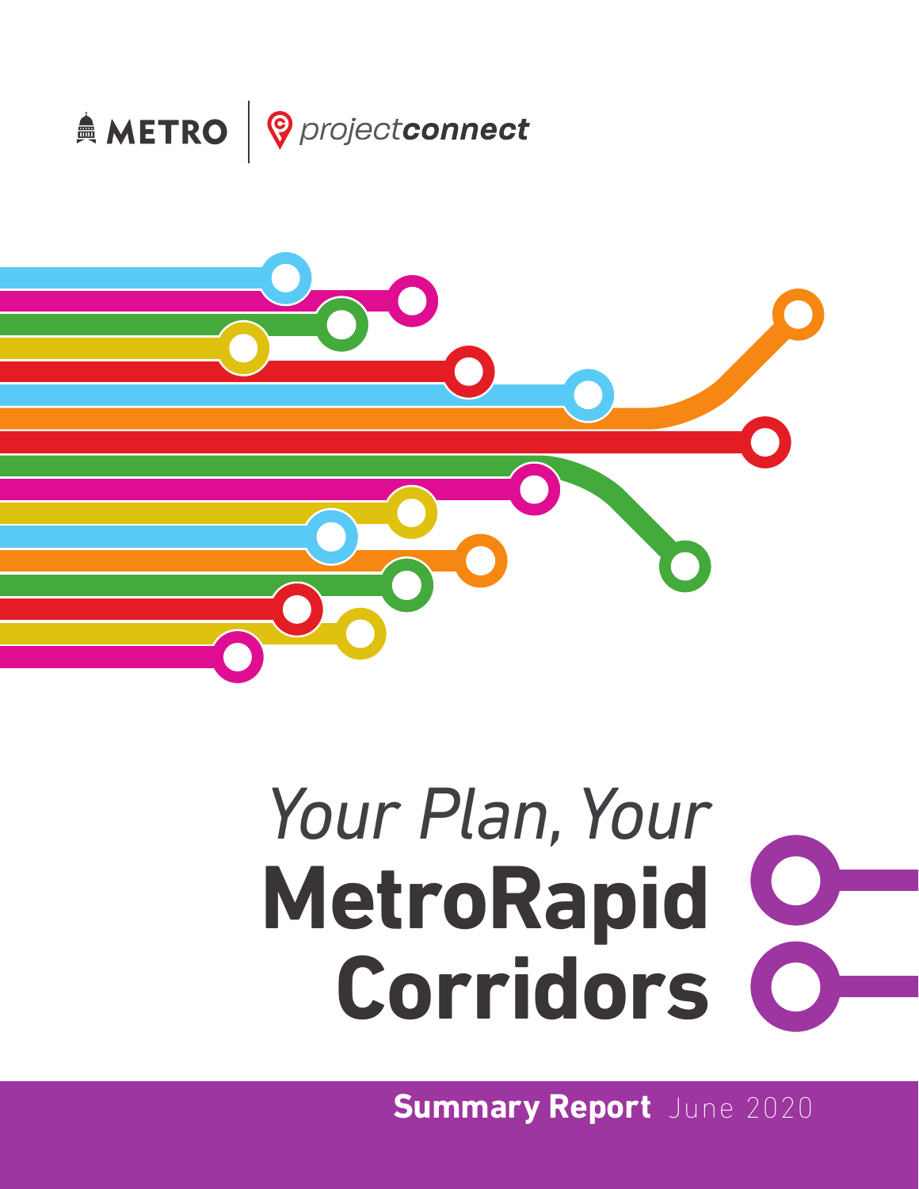METRO | projectconnect

# *Your Plan, Your* **MetroRapid Corridors**

**Summary Report** June 2020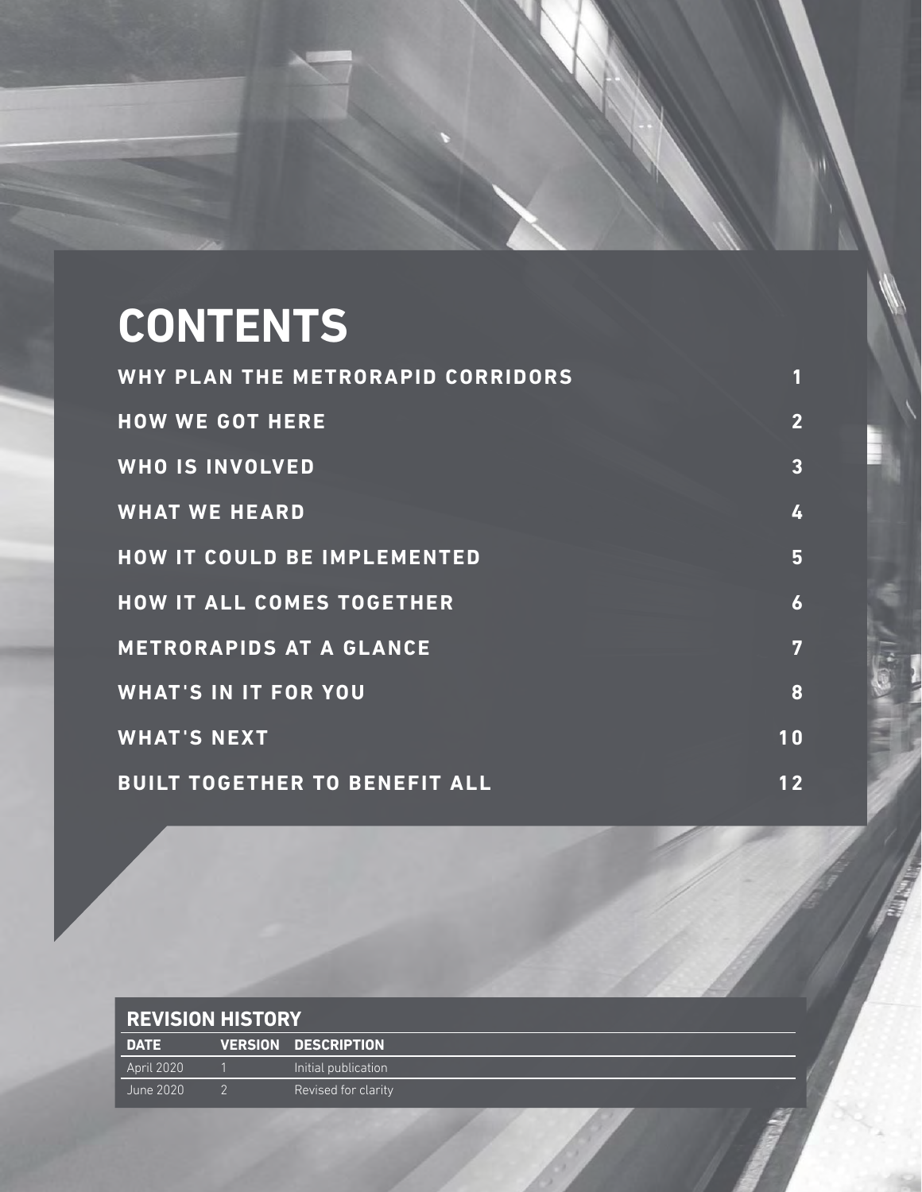# CONTENTS

| | |
|---|---|
| **WHY PLAN THE METRORAPID CORRIDORS** | 1 |
| **HOW WE GOT HERE** | 2 |
| **WHO IS INVOLVED** | 3 |
| **WHAT WE HEARD** | 4 |
| **HOW IT COULD BE IMPLEMENTED** | 5 |
| **HOW IT ALL COMES TOGETHER** | 6 |
| **METRORAPIDS AT A GLANCE** | 7 |
| **WHAT'S IN IT FOR YOU** | 8 |
| **WHAT'S NEXT** | 10 |
| **BUILT TOGETHER TO BENEFIT ALL** | 12 |

## REVISION HISTORY

| DATE | VERSION | DESCRIPTION |
|---|---|---|
| April 2020 | 1 | Initial publication |
| June 2020 | 2 | Revised for clarity |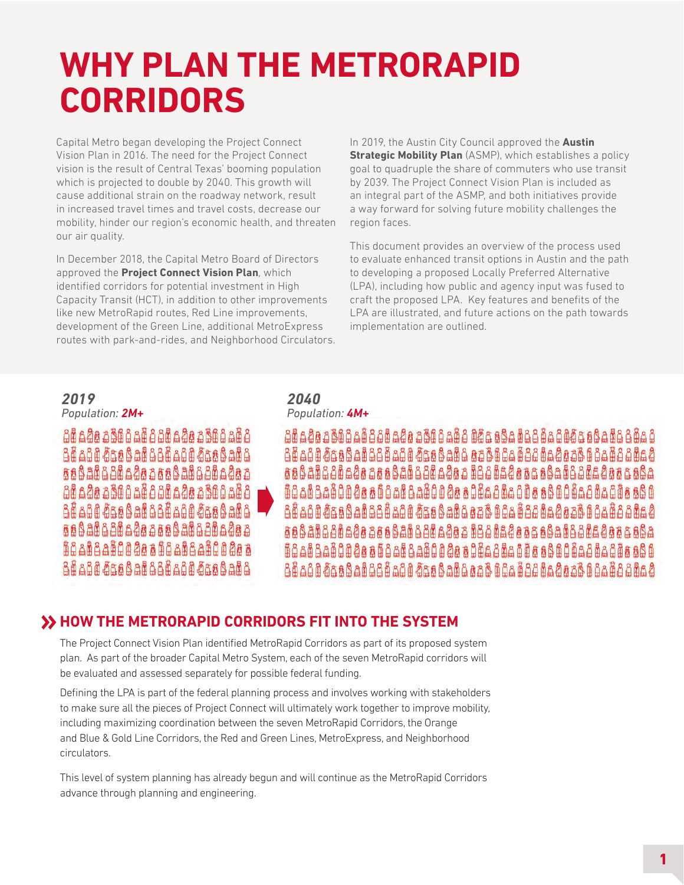# WHY PLAN THE METRORAPID CORRIDORS

Capital Metro began developing the Project Connect Vision Plan in 2016. The need for the Project Connect vision is the result of Central Texas' booming population which is projected to double by 2040. This growth will cause additional strain on the roadway network, result in increased travel times and travel costs, decrease our mobility, hinder our region's economic health, and threaten our air quality.

In December 2018, the Capital Metro Board of Directors approved the **Project Connect Vision Plan**, which identified corridors for potential investment in High Capacity Transit (HCT), in addition to other improvements like new MetroRapid routes, Red Line improvements, development of the Green Line, additional MetroExpress routes with park-and-rides, and Neighborhood Circulators.

In 2019, the Austin City Council approved the **Austin Strategic Mobility Plan** (ASMP), which establishes a policy goal to quadruple the share of commuters who use transit by 2039. The Project Connect Vision Plan is included as an integral part of the ASMP, and both initiatives provide a way forward for solving future mobility challenges the region faces.

This document provides an overview of the process used to evaluate enhanced transit options in Austin and the path to developing a proposed Locally Preferred Alternative (LPA), including how public and agency input was fused to craft the proposed LPA. Key features and benefits of the LPA are illustrated, and future actions on the path towards implementation are outlined.

***2019***
*Population:* ***2M+***

***2040***
*Population:* ***4M+***

## HOW THE METRORAPID CORRIDORS FIT INTO THE SYSTEM

The Project Connect Vision Plan identified MetroRapid Corridors as part of its proposed system plan. As part of the broader Capital Metro System, each of the seven MetroRapid corridors will be evaluated and assessed separately for possible federal funding.

Defining the LPA is part of the federal planning process and involves working with stakeholders to make sure all the pieces of Project Connect will ultimately work together to improve mobility, including maximizing coordination between the seven MetroRapid Corridors, the Orange and Blue & Gold Line Corridors, the Red and Green Lines, MetroExpress, and Neighborhood circulators.

This level of system planning has already begun and will continue as the MetroRapid Corridors advance through planning and engineering.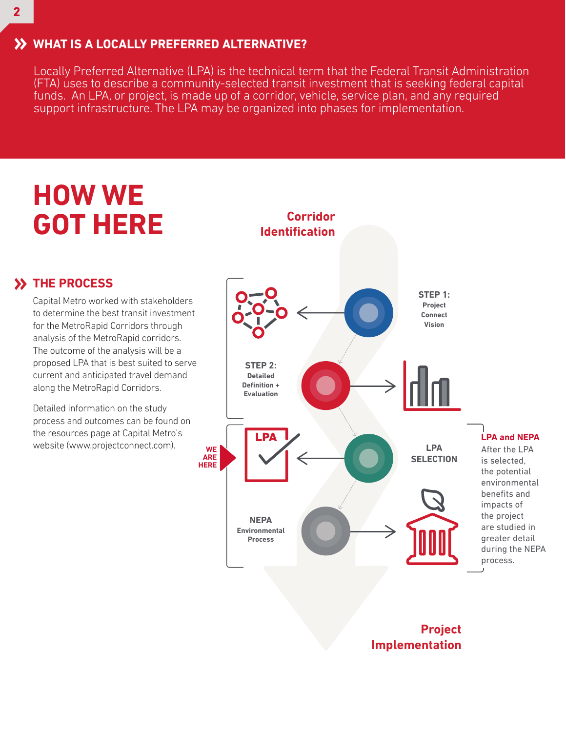## WHAT IS A LOCALLY PREFERRED ALTERNATIVE?

Locally Preferred Alternative (LPA) is the technical term that the Federal Transit Administration (FTA) uses to describe a community-selected transit investment that is seeking federal capital funds. An LPA, or project, is made up of a corridor, vehicle, service plan, and any required support infrastructure. The LPA may be organized into phases for implementation.

# HOW WE GOT HERE

## THE PROCESS

Capital Metro worked with stakeholders to determine the best transit investment for the MetroRapid Corridors through analysis of the MetroRapid corridors. The outcome of the analysis will be a proposed LPA that is best suited to serve current and anticipated travel demand along the MetroRapid Corridors.

Detailed information on the study process and outcomes can be found on the resources page at Capital Metro's website (www.projectconnect.com).

**Corridor Identification**

**STEP 1:** Project Connect Vision

**STEP 2:** Detailed Definition + Evaluation

**WE ARE HERE**

**LPA SELECTION**

**NEPA** Environmental Process

**LPA and NEPA**
After the LPA is selected, the potential environmental benefits and impacts of the project are studied in greater detail during the NEPA process.

**Project Implementation**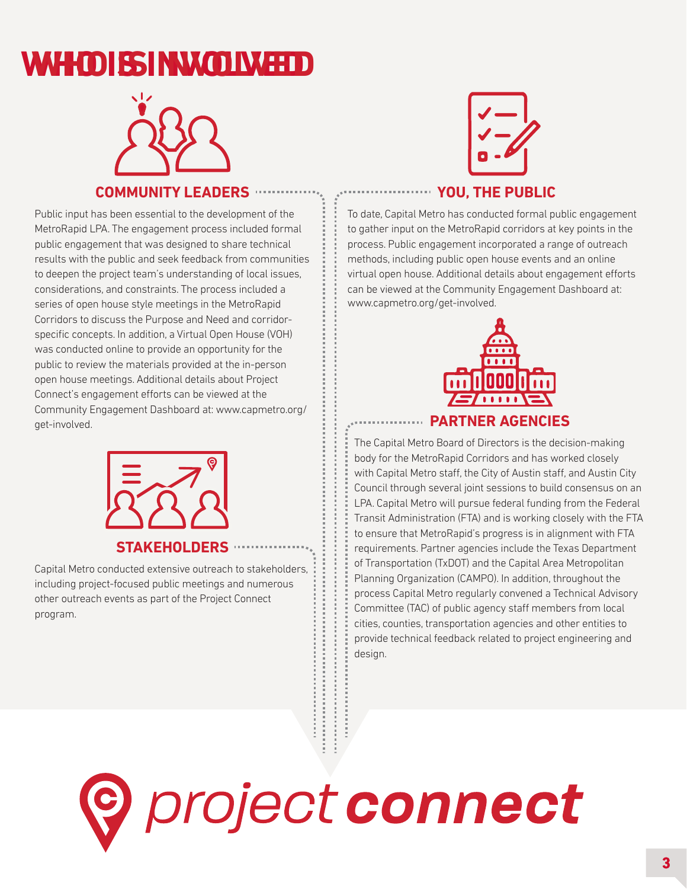# WHO IS INVOLVED

## COMMUNITY LEADERS

Public input has been essential to the development of the MetroRapid LPA. The engagement process included formal public engagement that was designed to share technical results with the public and seek feedback from communities to deepen the project team's understanding of local issues, considerations, and constraints. The process included a series of open house style meetings in the MetroRapid Corridors to discuss the Purpose and Need and corridor-specific concepts. In addition, a Virtual Open House (VOH) was conducted online to provide an opportunity for the public to review the materials provided at the in-person open house meetings. Additional details about Project Connect's engagement efforts can be viewed at the Community Engagement Dashboard at: www.capmetro.org/get-involved.

## STAKEHOLDERS

Capital Metro conducted extensive outreach to stakeholders, including project-focused public meetings and numerous other outreach events as part of the Project Connect program.

## YOU, THE PUBLIC

To date, Capital Metro has conducted formal public engagement to gather input on the MetroRapid corridors at key points in the process. Public engagement incorporated a range of outreach methods, including public open house events and an online virtual open house. Additional details about engagement efforts can be viewed at the Community Engagement Dashboard at: www.capmetro.org/get-involved.

## PARTNER AGENCIES

The Capital Metro Board of Directors is the decision-making body for the MetroRapid Corridors and has worked closely with Capital Metro staff, the City of Austin staff, and Austin City Council through several joint sessions to build consensus on an LPA. Capital Metro will pursue federal funding from the Federal Transit Administration (FTA) and is working closely with the FTA to ensure that MetroRapid's progress is in alignment with FTA requirements. Partner agencies include the Texas Department of Transportation (TxDOT) and the Capital Area Metropolitan Planning Organization (CAMPO). In addition, throughout the process Capital Metro regularly convened a Technical Advisory Committee (TAC) of public agency staff members from local cities, counties, transportation agencies and other entities to provide technical feedback related to project engineering and design.

project connect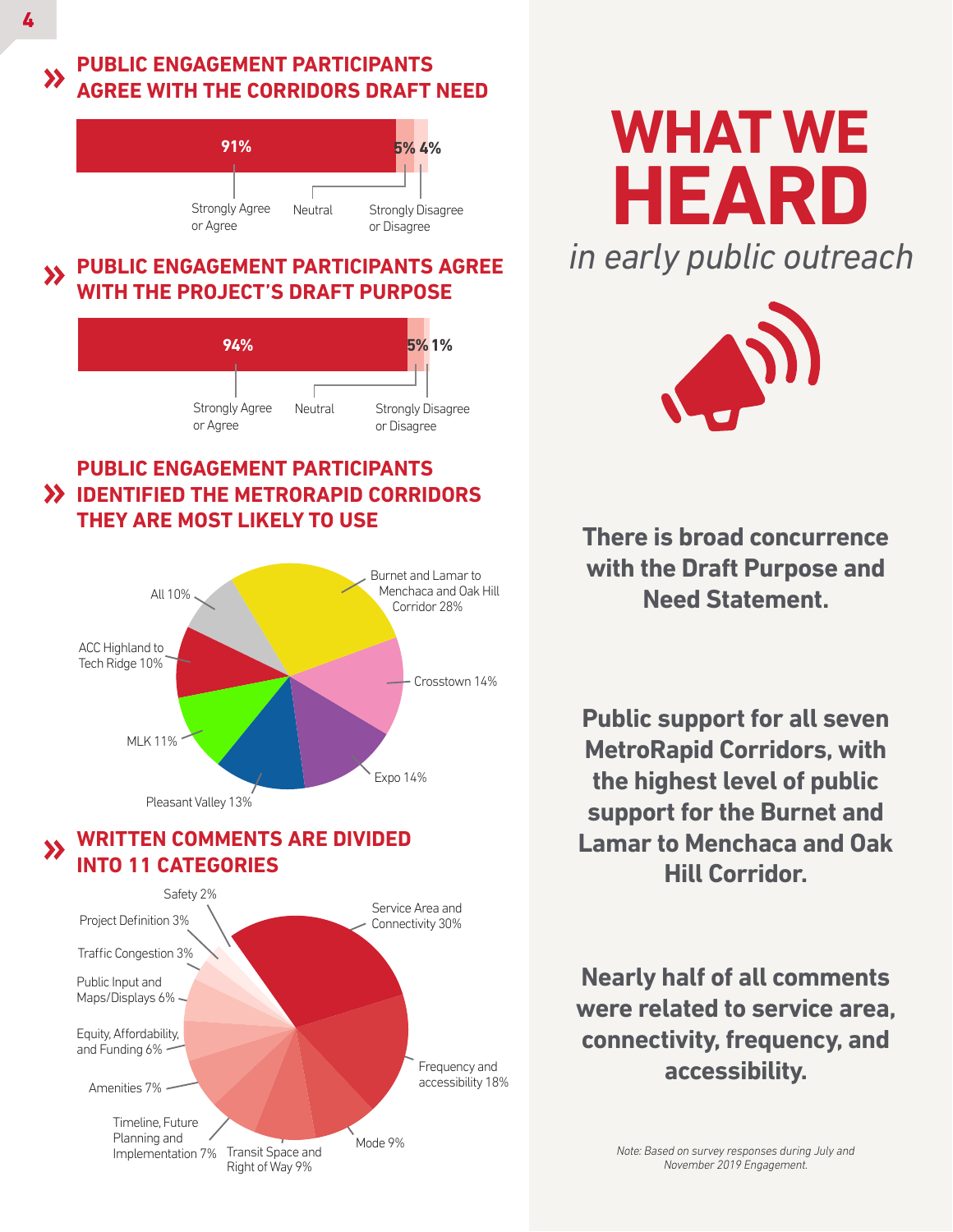## PUBLIC ENGAGEMENT PARTICIPANTS AGREE WITH THE CORRIDORS DRAFT NEED

| Strongly Agree or Agree | Neutral | Strongly Disagree or Disagree |
|---|---|---|
| 91% | 5% | 4% |

## PUBLIC ENGAGEMENT PARTICIPANTS AGREE WITH THE PROJECT'S DRAFT PURPOSE

| Strongly Agree or Agree | Neutral | Strongly Disagree or Disagree |
|---|---|---|
| 94% | 5% | 1% |

## PUBLIC ENGAGEMENT PARTICIPANTS IDENTIFIED THE METRORAPID CORRIDORS THEY ARE MOST LIKELY TO USE

| Corridor | Share |
|---|---|
| Burnet and Lamar to Menchaca and Oak Hill Corridor | 28% |
| Crosstown | 14% |
| Expo | 14% |
| Pleasant Valley | 13% |
| MLK | 11% |
| ACC Highland to Tech Ridge | 10% |
| All | 10% |

## WRITTEN COMMENTS ARE DIVIDED INTO 11 CATEGORIES

| Category | Share |
|---|---|
| Service Area and Connectivity | 30% |
| Frequency and accessibility | 18% |
| Mode | 9% |
| Transit Space and Right of Way | 9% |
| Timeline, Future Planning and Implementation | 7% |
| Amenities | 7% |
| Equity, Affordability, and Funding | 6% |
| Public Input and Maps/Displays | 6% |
| Traffic Congestion | 3% |
| Project Definition | 3% |
| Safety | 2% |

# WHAT WE HEARD

*in early public outreach*

**There is broad concurrence with the Draft Purpose and Need Statement.**

**Public support for all seven MetroRapid Corridors, with the highest level of public support for the Burnet and Lamar to Menchaca and Oak Hill Corridor.**

**Nearly half of all comments were related to service area, connectivity, frequency, and accessibility.**

*Note: Based on survey responses during July and November 2019 Engagement.*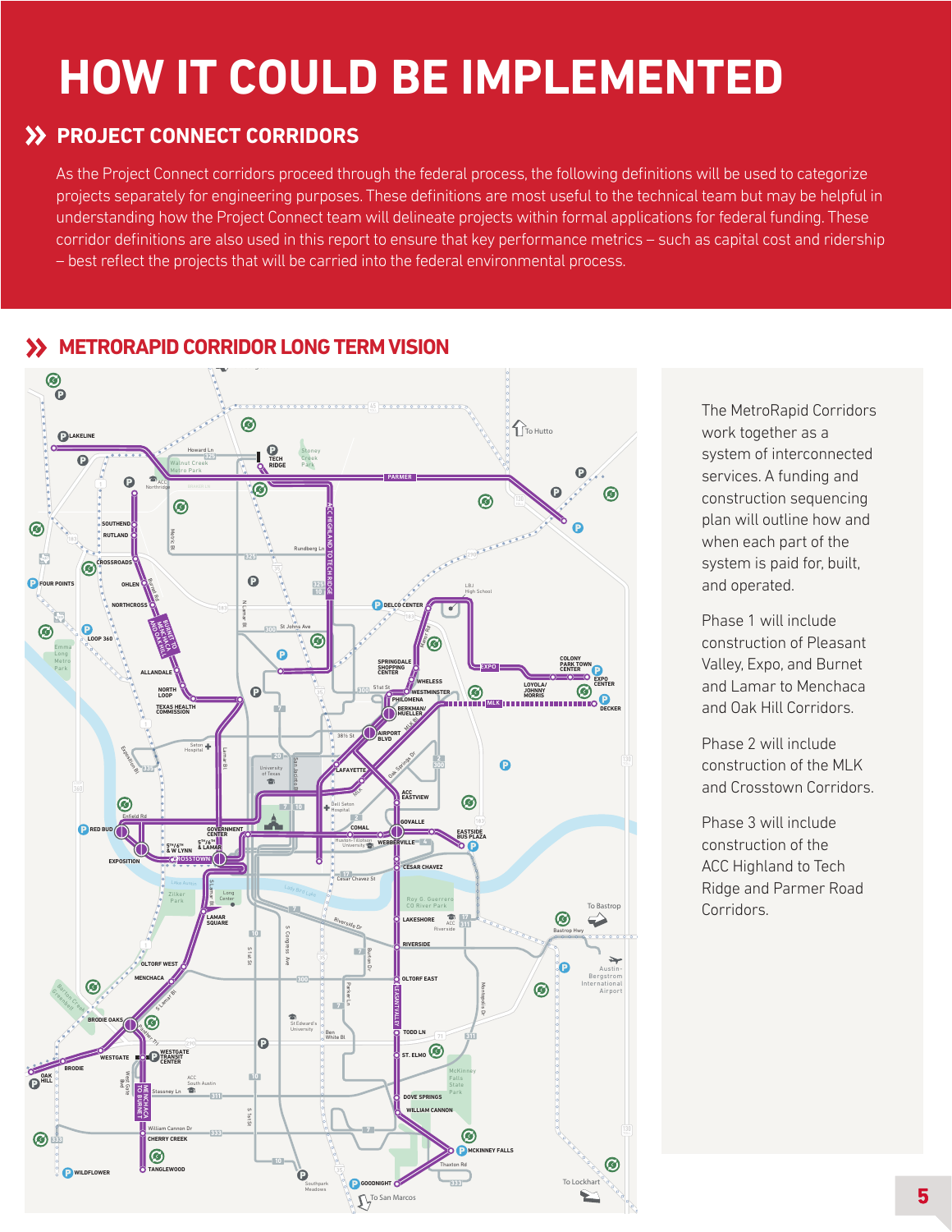# HOW IT COULD BE IMPLEMENTED

## PROJECT CONNECT CORRIDORS

As the Project Connect corridors proceed through the federal process, the following definitions will be used to categorize projects separately for engineering purposes. These definitions are most useful to the technical team but may be helpful in understanding how the Project Connect team will delineate projects within formal applications for federal funding. These corridor definitions are also used in this report to ensure that key performance metrics – such as capital cost and ridership – best reflect the projects that will be carried into the federal environmental process.

## METRORAPID CORRIDOR LONG TERM VISION

The MetroRapid Corridors work together as a system of interconnected services. A funding and construction sequencing plan will outline how and when each part of the system is paid for, built, and operated.

Phase 1 will include construction of Pleasant Valley, Expo, and Burnet and Lamar to Menchaca and Oak Hill Corridors.

Phase 2 will include construction of the MLK and Crosstown Corridors.

Phase 3 will include construction of the ACC Highland to Tech Ridge and Parmer Road Corridors.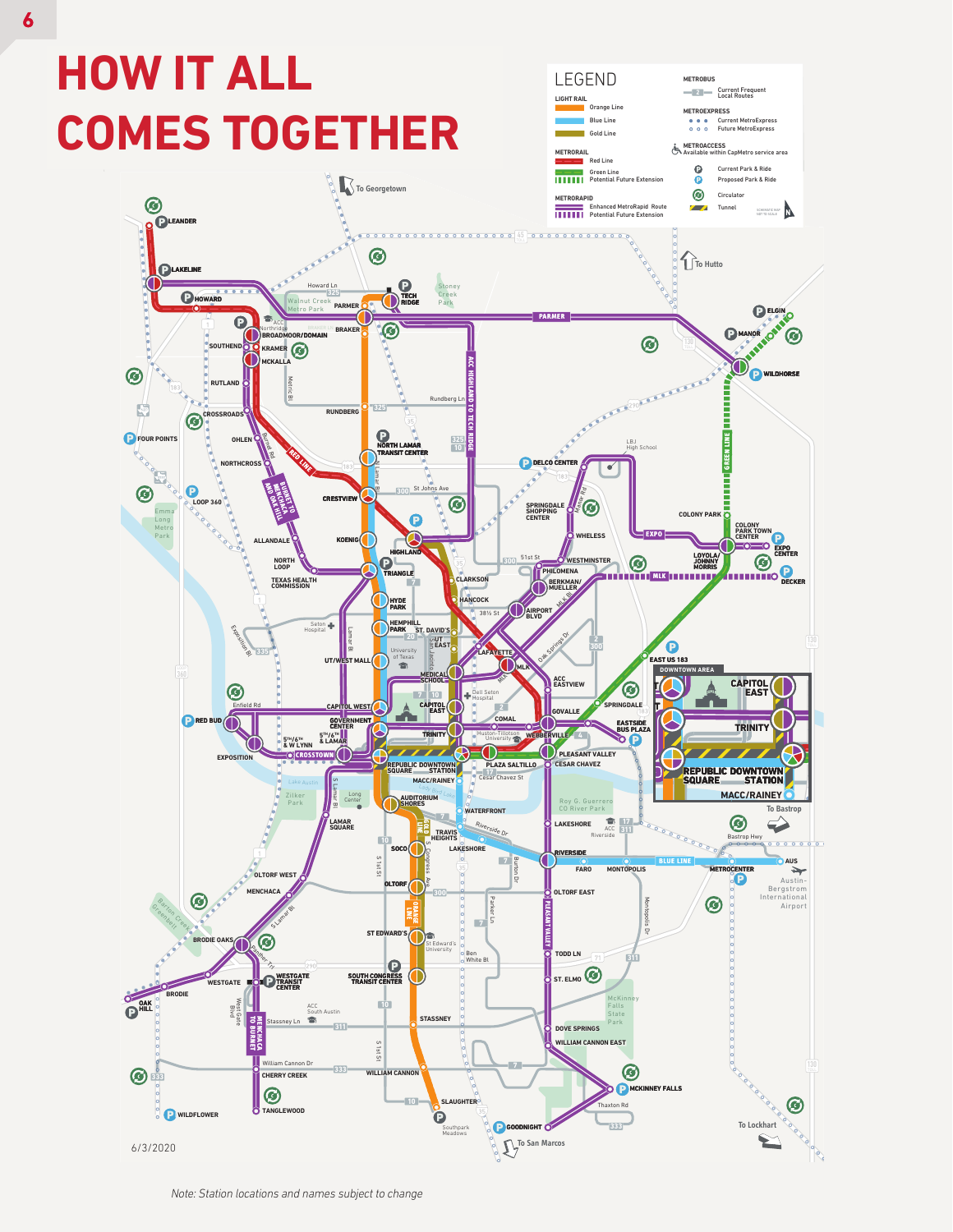# HOW IT ALL COMES TOGETHER

**LEGEND**

LIGHT RAIL
- Orange Line
- Blue Line
- Gold Line

METRORAIL
- Red Line
- Green Line
- Potential Future Extension

METRORAPID
- Enhanced MetroRapid Route
- Potential Future Extension

METROBUS
- Current Frequent Local Routes

METROEXPRESS
- Current MetroExpress
- Future MetroExpress

METROACCESS
- Available within CapMetro service area

- Current Park & Ride
- Proposed Park & Ride
- Circulator
- Tunnel

6/3/2020

*Note: Station locations and names subject to change*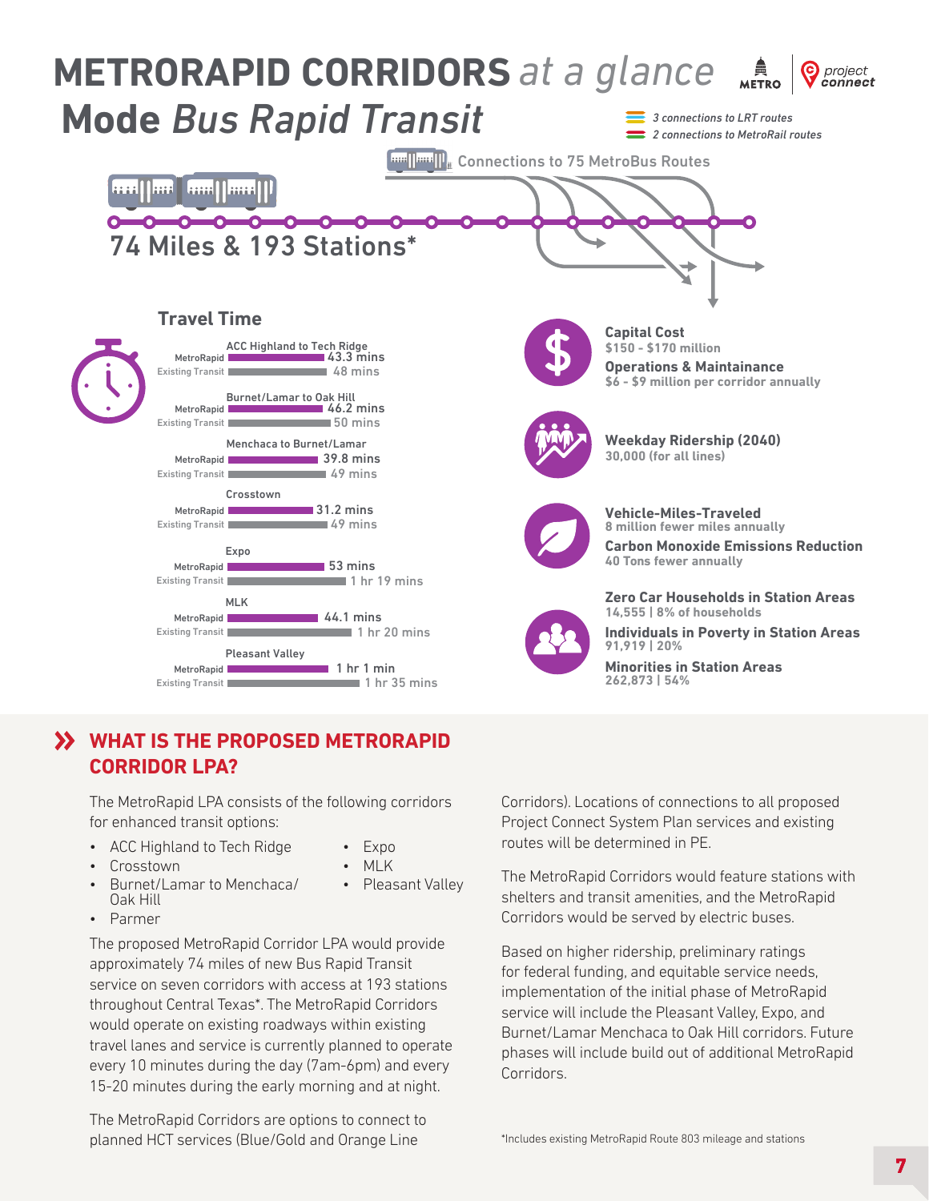# METRORAPID CORRIDORS *at a glance*

## Mode *Bus Rapid Transit*

3 connections to LRT routes
2 connections to MetroRail routes

Connections to 75 MetroBus Routes

74 Miles & 193 Stations*

### Travel Time

| Corridor | MetroRapid | Existing Transit |
|---|---|---|
| ACC Highland to Tech Ridge | 43.3 mins | 48 mins |
| Burnet/Lamar to Oak Hill | 46.2 mins | 50 mins |
| Menchaca to Burnet/Lamar | 39.8 mins | 49 mins |
| Crosstown | 31.2 mins | 49 mins |
| Expo | 53 mins | 1 hr 19 mins |
| MLK | 44.1 mins | 1 hr 20 mins |
| Pleasant Valley | 1 hr 1 min | 1 hr 35 mins |

**Capital Cost**
$150 - $170 million

**Operations & Maintainance**
$6 - $9 million per corridor annually

**Weekday Ridership (2040)**
30,000 (for all lines)

**Vehicle-Miles-Traveled**
8 million fewer miles annually

**Carbon Monoxide Emissions Reduction**
40 Tons fewer annually

**Zero Car Households in Station Areas**
14,555 | 8% of households

**Individuals in Poverty in Station Areas**
91,919 | 20%

**Minorities in Station Areas**
262,873 | 54%

## WHAT IS THE PROPOSED METRORAPID CORRIDOR LPA?

The MetroRapid LPA consists of the following corridors for enhanced transit options:

- ACC Highland to Tech Ridge
- Crosstown
- Burnet/Lamar to Menchaca/Oak Hill
- Parmer
- Expo
- MLK
- Pleasant Valley

The proposed MetroRapid Corridor LPA would provide approximately 74 miles of new Bus Rapid Transit service on seven corridors with access at 193 stations throughout Central Texas*. The MetroRapid Corridors would operate on existing roadways within existing travel lanes and service is currently planned to operate every 10 minutes during the day (7am-6pm) and every 15-20 minutes during the early morning and at night.

The MetroRapid Corridors are options to connect to planned HCT services (Blue/Gold and Orange Line Corridors). Locations of connections to all proposed Project Connect System Plan services and existing routes will be determined in PE.

The MetroRapid Corridors would feature stations with shelters and transit amenities, and the MetroRapid Corridors would be served by electric buses.

Based on higher ridership, preliminary ratings for federal funding, and equitable service needs, implementation of the initial phase of MetroRapid service will include the Pleasant Valley, Expo, and Burnet/Lamar Menchaca to Oak Hill corridors. Future phases will include build out of additional MetroRapid Corridors.

*Includes existing MetroRapid Route 803 mileage and stations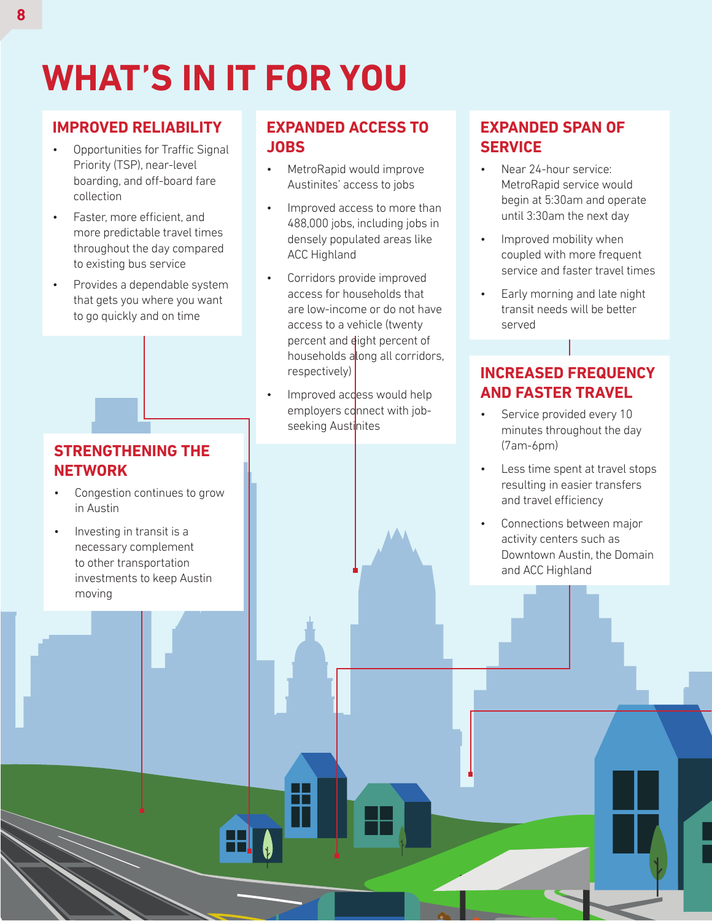# WHAT'S IN IT FOR YOU

## IMPROVED RELIABILITY

- Opportunities for Traffic Signal Priority (TSP), near-level boarding, and off-board fare collection
- Faster, more efficient, and more predictable travel times throughout the day compared to existing bus service
- Provides a dependable system that gets you where you want to go quickly and on time

## EXPANDED ACCESS TO JOBS

- MetroRapid would improve Austinites' access to jobs
- Improved access to more than 488,000 jobs, including jobs in densely populated areas like ACC Highland
- Corridors provide improved access for households that are low-income or do not have access to a vehicle (twenty percent and eight percent of households along all corridors, respectively)
- Improved access would help employers connect with job-seeking Austinites

## EXPANDED SPAN OF SERVICE

- Near 24-hour service: MetroRapid service would begin at 5:30am and operate until 3:30am the next day
- Improved mobility when coupled with more frequent service and faster travel times
- Early morning and late night transit needs will be better served

## INCREASED FREQUENCY AND FASTER TRAVEL

- Service provided every 10 minutes throughout the day (7am-6pm)
- Less time spent at travel stops resulting in easier transfers and travel efficiency
- Connections between major activity centers such as Downtown Austin, the Domain and ACC Highland

## STRENGTHENING THE NETWORK

- Congestion continues to grow in Austin
- Investing in transit is a necessary complement to other transportation investments to keep Austin moving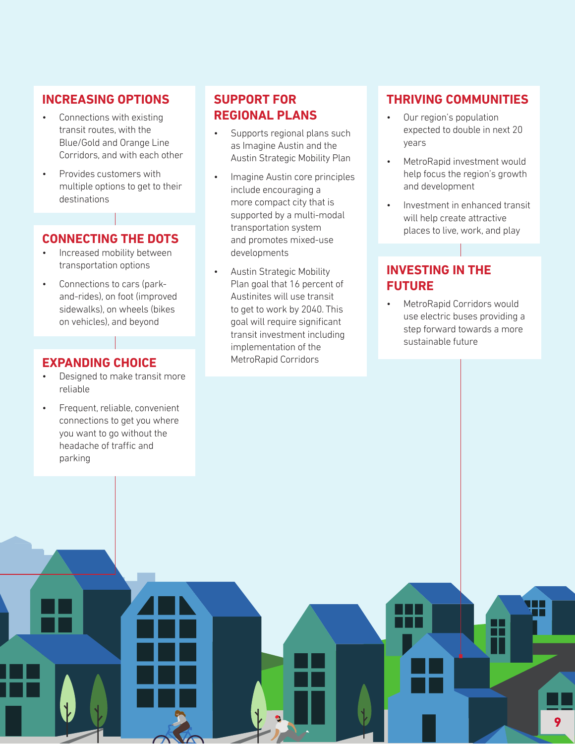## INCREASING OPTIONS

- Connections with existing transit routes, with the Blue/Gold and Orange Line Corridors, and with each other
- Provides customers with multiple options to get to their destinations

## CONNECTING THE DOTS

- Increased mobility between transportation options
- Connections to cars (park-and-rides), on foot (improved sidewalks), on wheels (bikes on vehicles), and beyond

## EXPANDING CHOICE

- Designed to make transit more reliable
- Frequent, reliable, convenient connections to get you where you want to go without the headache of traffic and parking

## SUPPORT FOR REGIONAL PLANS

- Supports regional plans such as Imagine Austin and the Austin Strategic Mobility Plan
- Imagine Austin core principles include encouraging a more compact city that is supported by a multi-modal transportation system and promotes mixed-use developments
- Austin Strategic Mobility Plan goal that 16 percent of Austinites will use transit to get to work by 2040. This goal will require significant transit investment including implementation of the MetroRapid Corridors

## THRIVING COMMUNITIES

- Our region's population expected to double in next 20 years
- MetroRapid investment would help focus the region's growth and development
- Investment in enhanced transit will help create attractive places to live, work, and play

## INVESTING IN THE FUTURE

- MetroRapid Corridors would use electric buses providing a step forward towards a more sustainable future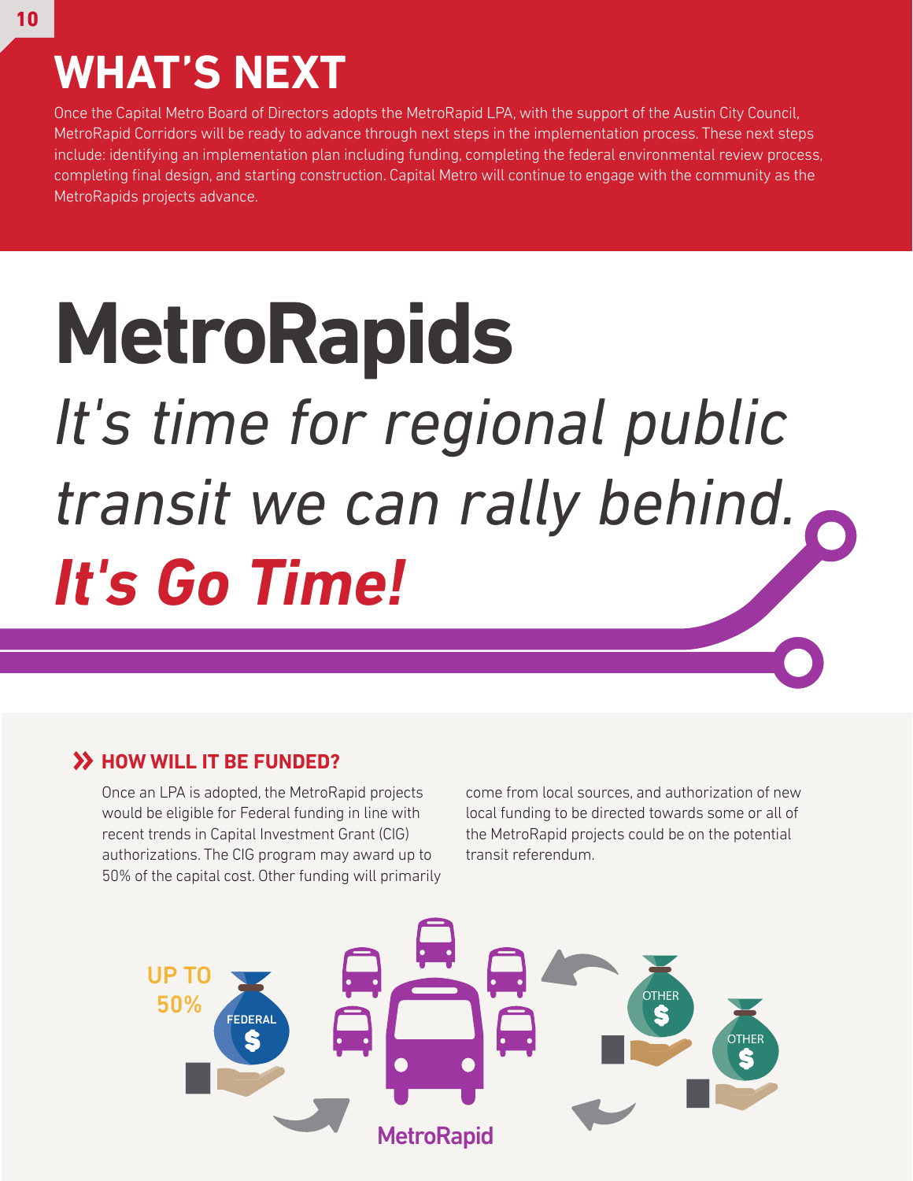# WHAT'S NEXT

Once the Capital Metro Board of Directors adopts the MetroRapid LPA, with the support of the Austin City Council, MetroRapid Corridors will be ready to advance through next steps in the implementation process. These next steps include: identifying an implementation plan including funding, completing the federal environmental review process, completing final design, and starting construction. Capital Metro will continue to engage with the community as the MetroRapids projects advance.

# MetroRapids

*It's time for regional public transit we can rally behind.*

***It's Go Time!***

## HOW WILL IT BE FUNDED?

Once an LPA is adopted, the MetroRapid projects would be eligible for Federal funding in line with recent trends in Capital Investment Grant (CIG) authorizations. The CIG program may award up to 50% of the capital cost. Other funding will primarily come from local sources, and authorization of new local funding to be directed towards some or all of the MetroRapid projects could be on the potential transit referendum.

UP TO 50%

FEDERAL $

OTHER $

OTHER $

MetroRapid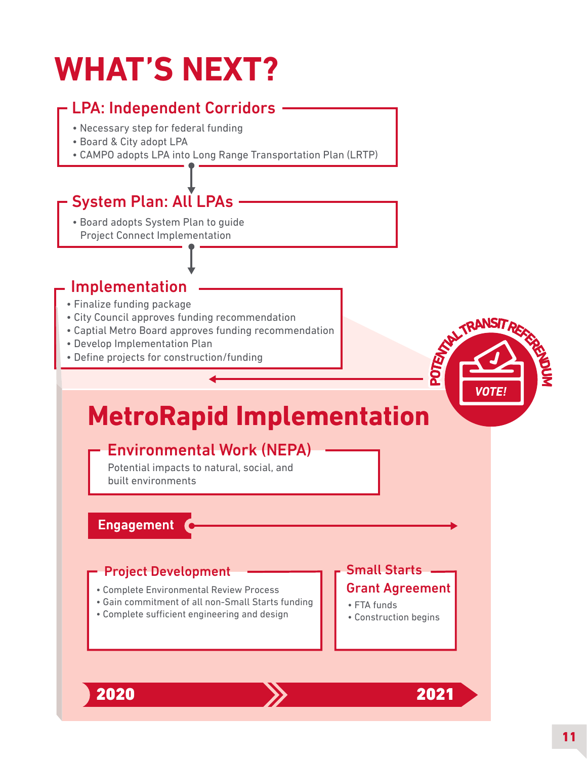# WHAT'S NEXT?

## LPA: Independent Corridors

- Necessary step for federal funding
- Board & City adopt LPA
- CAMPO adopts LPA into Long Range Transportation Plan (LRTP)

## System Plan: All LPAs

- Board adopts System Plan to guide Project Connect Implementation

## Implementation

- Finalize funding package
- City Council approves funding recommendation
- Captial Metro Board approves funding recommendation
- Develop Implementation Plan
- Define projects for construction/funding

POTENTIAL TRANSIT REFERENDUM

VOTE!

## MetroRapid Implementation

### Environmental Work (NEPA)

Potential impacts to natural, social, and built environments

### Engagement

### Project Development

- Complete Environmental Review Process
- Gain commitment of all non-Small Starts funding
- Complete sufficient engineering and design

### Small Starts Grant Agreement

- FTA funds
- Construction begins

2020 → 2021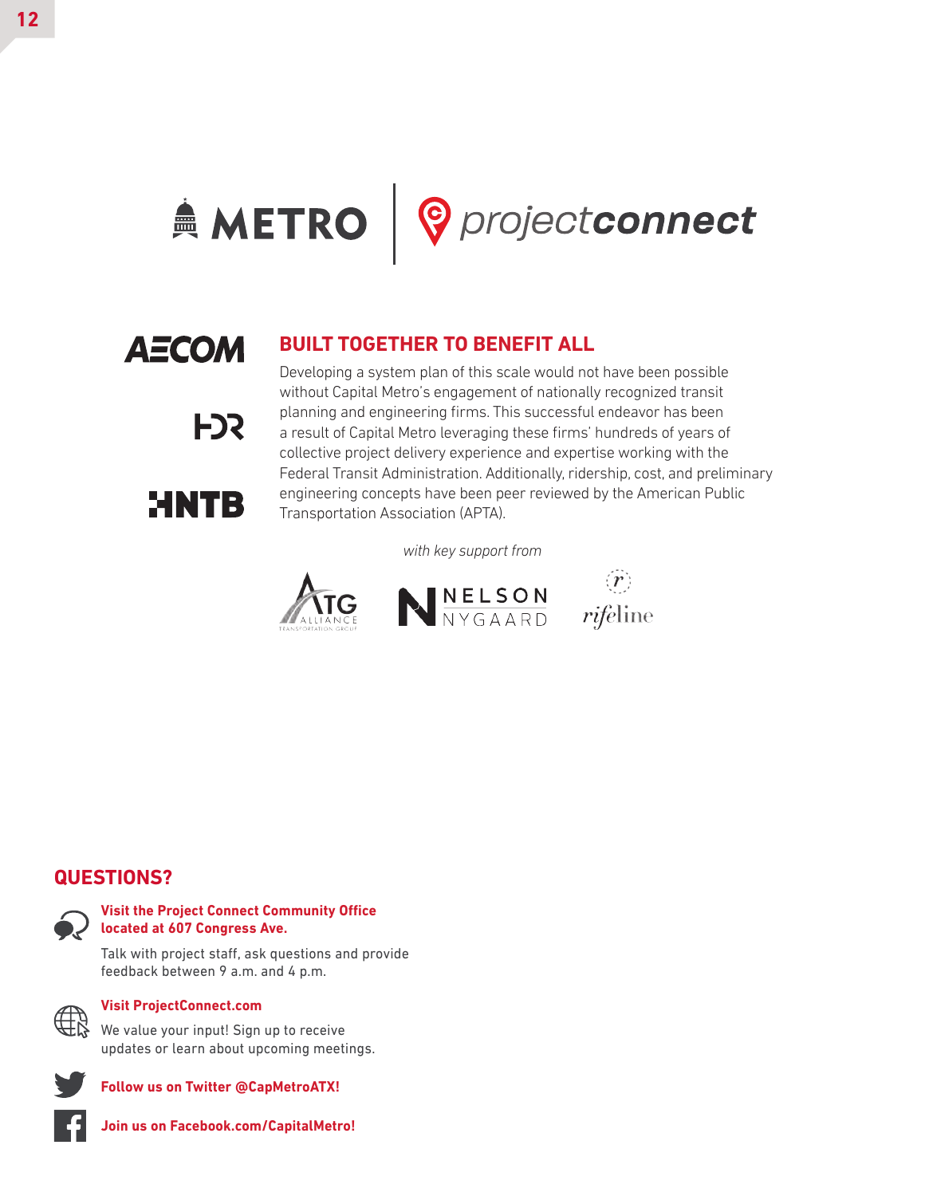## BUILT TOGETHER TO BENEFIT ALL

Developing a system plan of this scale would not have been possible without Capital Metro's engagement of nationally recognized transit planning and engineering firms. This successful endeavor has been a result of Capital Metro leveraging these firms' hundreds of years of collective project delivery experience and expertise working with the Federal Transit Administration. Additionally, ridership, cost, and preliminary engineering concepts have been peer reviewed by the American Public Transportation Association (APTA).

*with key support from*

## QUESTIONS?

**Visit the Project Connect Community Office located at 607 Congress Ave.**

Talk with project staff, ask questions and provide feedback between 9 a.m. and 4 p.m.

**Visit ProjectConnect.com**

We value your input! Sign up to receive updates or learn about upcoming meetings.

**Follow us on Twitter @CapMetroATX!**

**Join us on Facebook.com/CapitalMetro!**